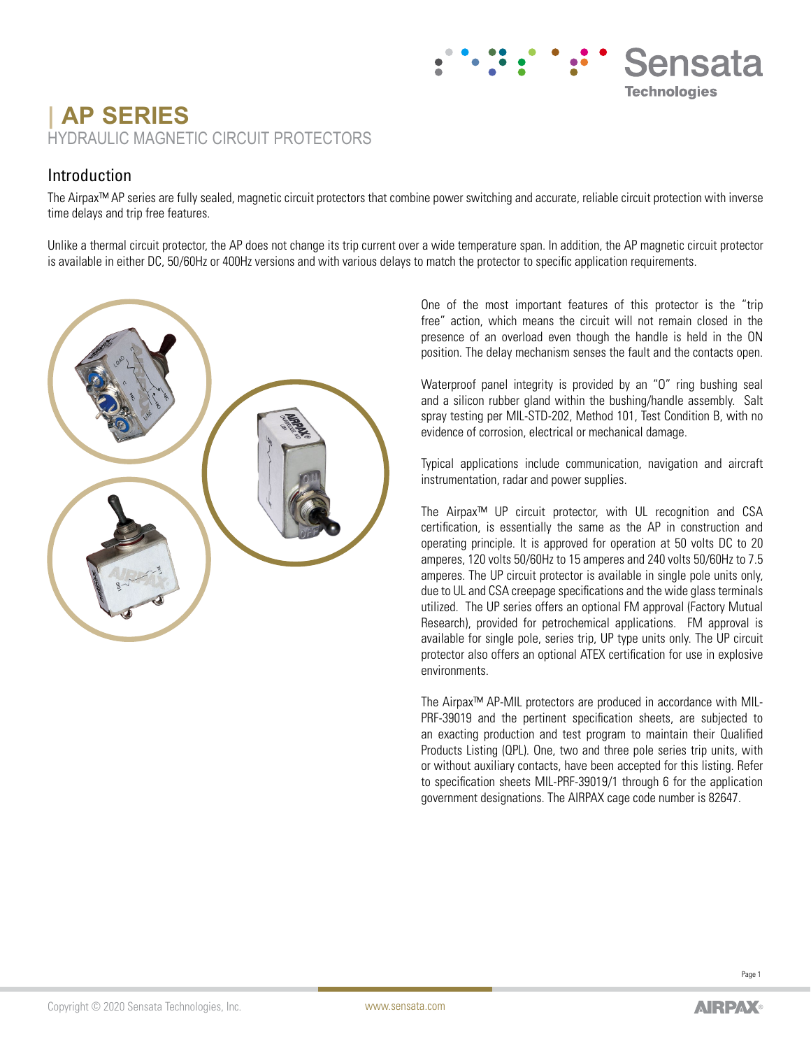# AP SERIES

## HYDRAULIC MAGNETIC CIRCUIT PROTECTORS

### Introduction

The Airpax™ AP series are fully sealed, magnetic circuit protectors that combine power switching and accurate, reliable circuit protection with inverse time delays and trip free features.

Unlike a thermal circuit protector, the AP does not change its trip current over a wide temperature span. In addition, the AP magnetic circuit protector is available in either DC, 50/60Hz or 400Hz versions and with various delays to match the protector to specific application requirements.

One of the most important features of this protector is the "trip free" action, which means the circuit will not remain closed in the presence of an overload even though the handle is held in the ON position. The delay mechanism senses the fault and the contacts open.

Waterproof panel integrity is provided by an "O" ring bushing seal and a silicon rubber gland within the bushing/handle assembly. Salt spray testing per MIL-STD-202, Method 101, Test Condition B, with no evidence of corrosion, electrical or mechanical damage.

Typical applications include communication, navigation and aircraft instrumentation, radar and power supplies.

The Airpax™ UP circuit protector, with UL recognition and CSA certification, is essentially the same as the AP in construction and operating principle. It is approved for operation at 50 volts DC to 20 amperes, 120 volts 50/60Hz to 15 amperes and 240 volts 50/60Hz to 7.5 amperes. The UP circuit protector is available in single pole units only, due to UL and CSA creepage specifications and the wide glass terminals utilized. The UP series offers an optional FM approval (Factory Mutual Research), provided for petrochemical applications. FM approval is available for single pole, series trip, UP type units only. The UP circuit protector also offers an optional ATEX certification for use in explosive environments.

The Airpax™ AP-MIL protectors are produced in accordance with MIL-PRF-39019 and the pertinent specification sheets, are subjected to an exacting production and test program to maintain their Qualified Products Listing (QPL). One, two and three pole series trip units, with or without auxiliary contacts, have been accepted for this listing. Refer to specification sheets MIL-PRF-39019/1 through 6 for the application government designations. The AIRPAX cage code number is 82647.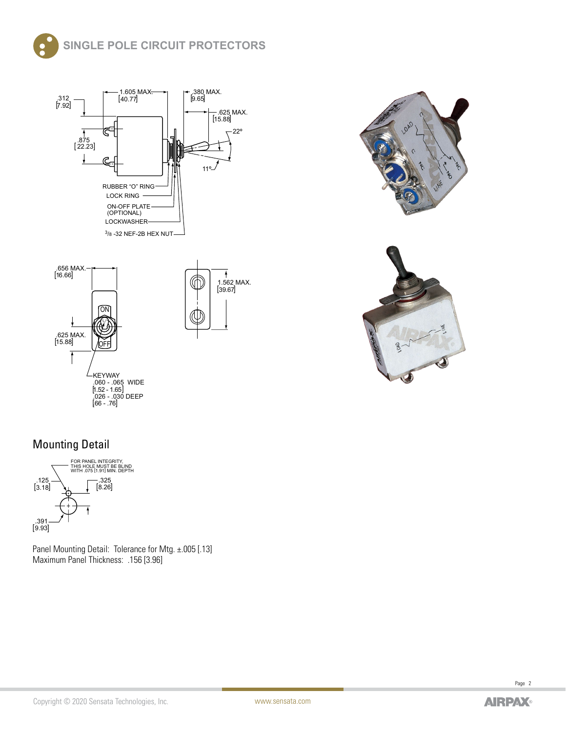# SINGLE POLE CIRCUIT PROTECTORS

.312 [7.92]

1.605 MAX. [40.77]

.380 MAX. [9.65]

.625 MAX. [15.88]

22°

.875 [22.23]

11°

RUBBER "O" RING

LOCK RING

ON-OFF PLATE (OPTIONAL)

LOCKWASHER

3/8 -32 NEF-2B HEX NUT

.656 MAX. [16.66]

ON

OFF

.625 MAX. [15.88]

KEYWAY .060 - .065 WIDE [1.52 - 1.65] .026 - .030 DEEP [66 - .76]

1.562 MAX. [39.67]

## Mounting Detail

FOR PANEL INTEGRITY, THIS HOLE MUST BE BLIND WITH .075 [1.91] MIN. DEPTH

.125 [3.18]

.325 [8.26]

.391 [9.93]

Panel Mounting Detail: Tolerance for Mtg. ±.005 [.13]
Maximum Panel Thickness: .156 [3.96]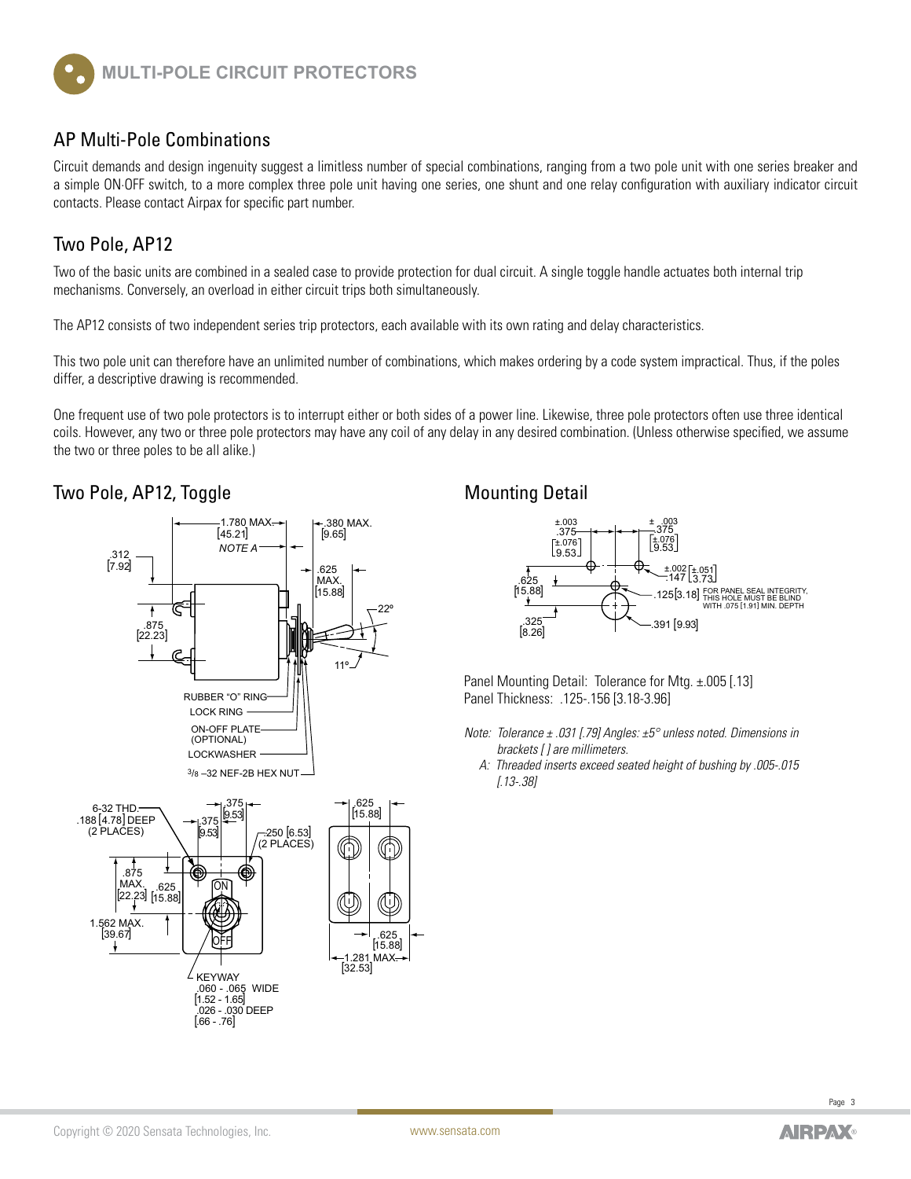# MULTI-POLE CIRCUIT PROTECTORS

## AP Multi-Pole Combinations

Circuit demands and design ingenuity suggest a limitless number of special combinations, ranging from a two pole unit with one series breaker and a simple ON-OFF switch, to a more complex three pole unit having one series, one shunt and one relay configuration with auxiliary indicator circuit contacts. Please contact Airpax for specific part number.

## Two Pole, AP12

Two of the basic units are combined in a sealed case to provide protection for dual circuit. A single toggle handle actuates both internal trip mechanisms. Conversely, an overload in either circuit trips both simultaneously.

The AP12 consists of two independent series trip protectors, each available with its own rating and delay characteristics.

This two pole unit can therefore have an unlimited number of combinations, which makes ordering by a code system impractical. Thus, if the poles differ, a descriptive drawing is recommended.

One frequent use of two pole protectors is to interrupt either or both sides of a power line. Likewise, three pole protectors often use three identical coils. However, any two or three pole protectors may have any coil of any delay in any desired combination. (Unless otherwise specified, we assume the two or three poles to be all alike.)

## Two Pole, AP12, Toggle

1.780 MAX. [45.21] NOTE A
.380 MAX. [9.65]
.312 [7.92]
.625 MAX. [15.88]
22°
.875 [22.23]
11°
RUBBER "O" RING
LOCK RING
ON-OFF PLATE (OPTIONAL)
LOCKWASHER
3/8 –32 NEF-2B HEX NUT

6-32 THD. .188 [4.78] DEEP (2 PLACES)
.375 [9.53]
.375 [9.53]
.250 [6.53] (2 PLACES)
.875 MAX. [22.23]
.625 [15.88]
1.562 MAX. [39.67]
ON
OFF
KEYWAY .060 - .065 WIDE [1.52 - 1.65] .026 - .030 DEEP [.66 - .76]

.625 [15.88]
.625 [15.88]
1.281 MAX. [32.53]

## Mounting Detail

±.003 .375 [±.076 9.53]
±.003 .375 [±.076 9.53]
±.002 .147 [±.051 3.73]
.625 [15.88]
.125 [3.18] FOR PANEL SEAL INTEGRITY, THIS HOLE MUST BE BLIND WITH .075 [1.91] MIN. DEPTH
.325 [8.26]
.391 [9.93]

Panel Mounting Detail: Tolerance for Mtg. ±.005 [.13]
Panel Thickness: .125-.156 [3.18-3.96]

*Note: Tolerance ± .031 [.79] Angles: ±5° unless noted. Dimensions in brackets [ ] are millimeters.*

*A: Threaded inserts exceed seated height of bushing by .005-.015 [.13-.38]*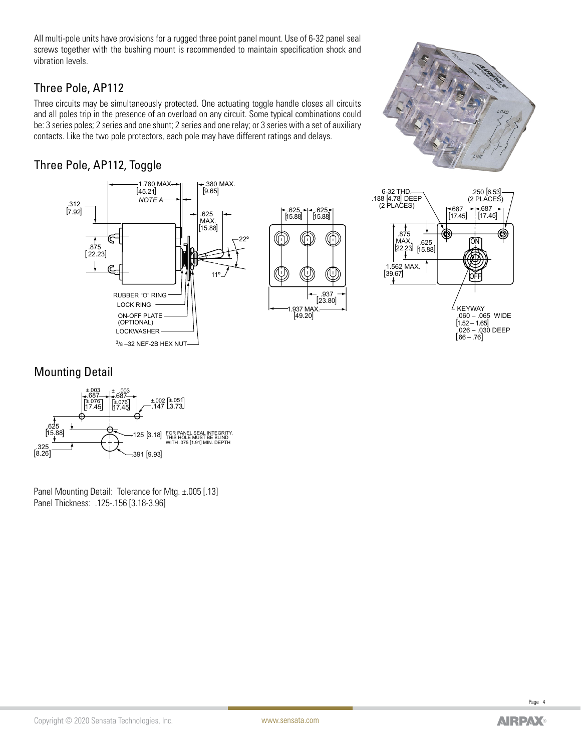All multi-pole units have provisions for a rugged three point panel mount. Use of 6-32 panel seal screws together with the bushing mount is recommended to maintain specification shock and vibration levels.

## Three Pole, AP112

Three circuits may be simultaneously protected. One actuating toggle handle closes all circuits and all poles trip in the presence of an overload on any circuit. Some typical combinations could be: 3 series poles; 2 series and one shunt; 2 series and one relay; or 3 series with a set of auxiliary contacts. Like the two pole protectors, each pole may have different ratings and delays.

## Three Pole, AP112, Toggle

1.780 MAX. [45.21] NOTE A
.380 MAX. [9.65]
.312 [7.92]
.875 [22.23]
.625 MAX. [15.88]
22º
11º
RUBBER "O" RING
LOCK RING
ON-OFF PLATE (OPTIONAL)
LOCKWASHER
3/8 –32 NEF-2B HEX NUT

.625 [15.88] .625 [15.88]
.937 [23.80]
1.937 MAX. [49.20]

6-32 THD. .188 [4.78] DEEP (2 PLACES)
.250 [6.53] (2 PLACES)
.687 [17.45] .687 [17.45]
.875 MAX. [22.23]
.625 [15.88]
1.562 MAX. [39.67]
ON
OFF
KEYWAY .060 – .065 WIDE [1.52 – 1.65] .026 – .030 DEEP [.66 – .76]

## Mounting Detail

±.003 .687 [±.076 17.45]
± .003 .687 [±.076 17.45]
±.002 .147 [±.051 3.73]
.625 [15.88]
.325 [8.26]
.125 [3.18] FOR PANEL SEAL INTEGRITY, THIS HOLE MUST BE BLIND WITH .075 [1.91] MIN. DEPTH
.391 [9.93]

Panel Mounting Detail: Tolerance for Mtg. ±.005 [.13]
Panel Thickness: .125-.156 [3.18-3.96]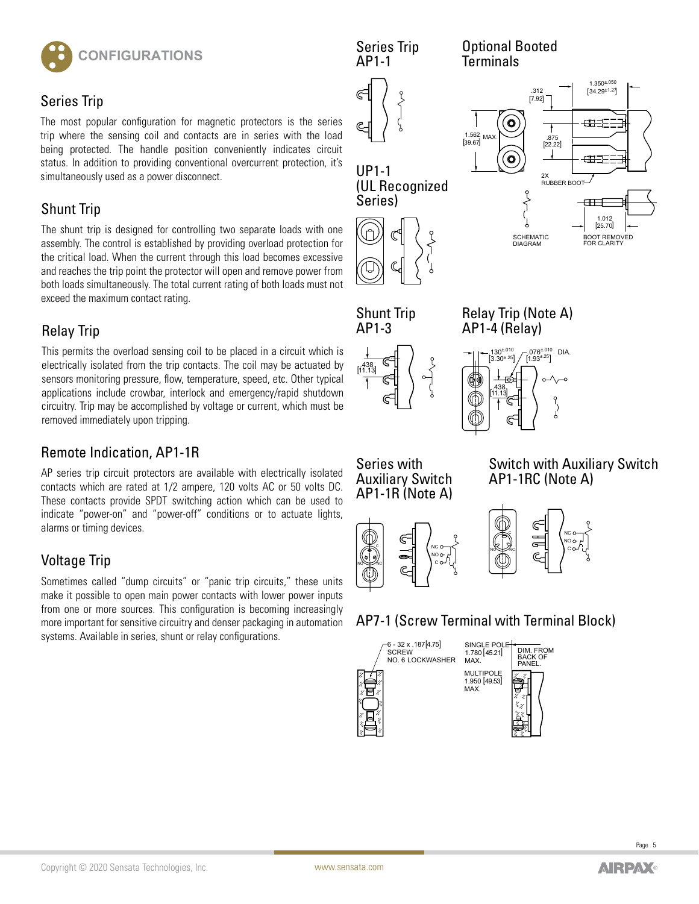# CONFIGURATIONS

## Series Trip

The most popular configuration for magnetic protectors is the series trip where the sensing coil and contacts are in series with the load being protected. The handle position conveniently indicates circuit status. In addition to providing conventional overcurrent protection, it's simultaneously used as a power disconnect.

## Shunt Trip

The shunt trip is designed for controlling two separate loads with one assembly. The control is established by providing overload protection for the critical load. When the current through this load becomes excessive and reaches the trip point the protector will open and remove power from both loads simultaneously. The total current rating of both loads must not exceed the maximum contact rating.

## Relay Trip

This permits the overload sensing coil to be placed in a circuit which is electrically isolated from the trip contacts. The coil may be actuated by sensors monitoring pressure, flow, temperature, speed, etc. Other typical applications include crowbar, interlock and emergency/rapid shutdown circuitry. Trip may be accomplished by voltage or current, which must be removed immediately upon tripping.

## Remote Indication, AP1-1R

AP series trip circuit protectors are available with electrically isolated contacts which are rated at 1/2 ampere, 120 volts AC or 50 volts DC. These contacts provide SPDT switching action which can be used to indicate "power-on" and "power-off" conditions or to actuate lights, alarms or timing devices.

## Voltage Trip

Sometimes called "dump circuits" or "panic trip circuits," these units make it possible to open main power contacts with lower power inputs from one or more sources. This configuration is becoming increasingly more important for sensitive circuitry and denser packaging in automation systems. Available in series, shunt or relay configurations.

### Series Trip AP1-1

### UP1-1 (UL Recognized Series)

### Optional Booted Terminals

.312 [7.92]
1.350±.050 [34.29±1.27]
1.562 MAX. [39.67]
.875 [22.22]
2X RUBBER BOOT
1.012 [25.70]
SCHEMATIC DIAGRAM
BOOT REMOVED FOR CLARITY

### Shunt Trip AP1-3

.438 [11.13]

### Relay Trip (Note A) AP1-4 (Relay)

.130±.010 [3.30±.25]
.076±.010 [1.93±.25] DIA.
.438 [11.13]

### Series with Auxiliary Switch AP1-1R (Note A)

NC, NO, C

### Switch with Auxiliary Switch AP1-1RC (Note A)

NC, NO, C

### AP7-1 (Screw Terminal with Terminal Block)

6 - 32 x .187 [4.75] SCREW NO. 6 LOCKWASHER

SINGLE POLE 1.780 [45.21] MAX.

MULTIPOLE 1.950 [49.53] MAX.

DIM. FROM BACK OF PANEL.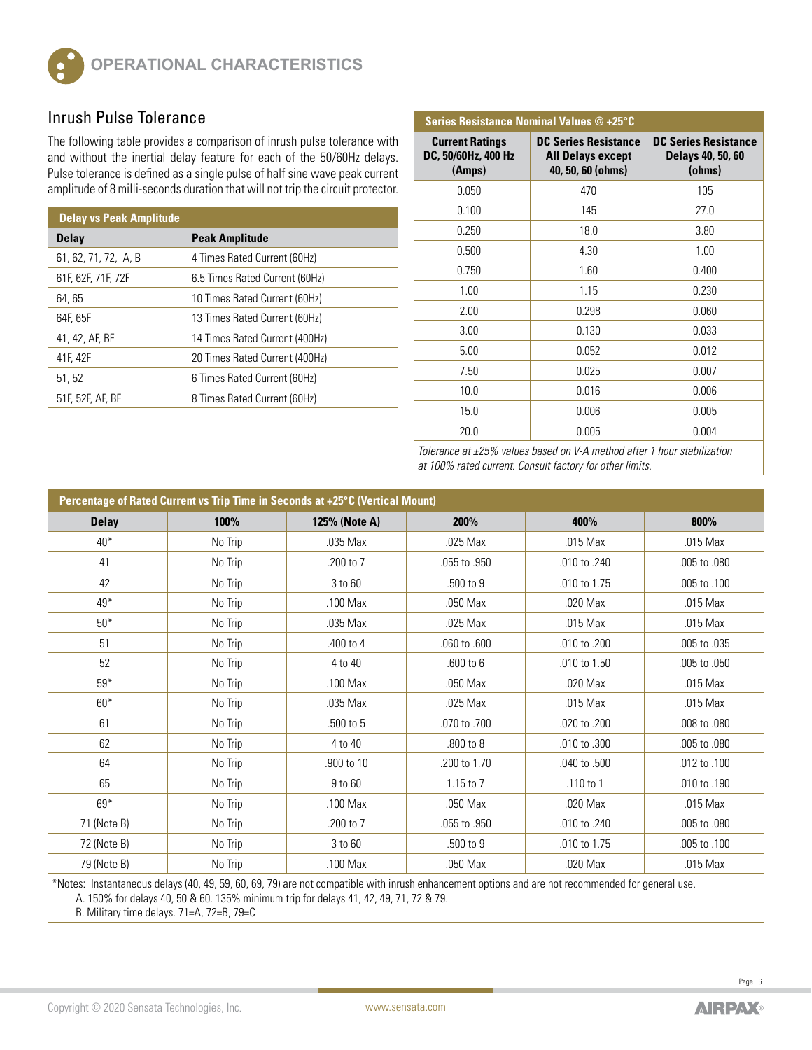# OPERATIONAL CHARACTERISTICS

## Inrush Pulse Tolerance

The following table provides a comparison of inrush pulse tolerance with and without the inertial delay feature for each of the 50/60Hz delays. Pulse tolerance is defined as a single pulse of half sine wave peak current amplitude of 8 milli-seconds duration that will not trip the circuit protector.

| Delay vs Peak Amplitude | |
|---|---|
| **Delay** | **Peak Amplitude** |
| 61, 62, 71, 72, A, B | 4 Times Rated Current (60Hz) |
| 61F, 62F, 71F, 72F | 6.5 Times Rated Current (60Hz) |
| 64, 65 | 10 Times Rated Current (60Hz) |
| 64F, 65F | 13 Times Rated Current (60Hz) |
| 41, 42, AF, BF | 14 Times Rated Current (400Hz) |
| 41F, 42F | 20 Times Rated Current (400Hz) |
| 51, 52 | 6 Times Rated Current (60Hz) |
| 51F, 52F, AF, BF | 8 Times Rated Current (60Hz) |

| Series Resistance Nominal Values @ +25°C | | |
|---|---|---|
| **Current Ratings DC, 50/60Hz, 400 Hz (Amps)** | **DC Series Resistance All Delays except 40, 50, 60 (ohms)** | **DC Series Resistance Delays 40, 50, 60 (ohms)** |
| 0.050 | 470 | 105 |
| 0.100 | 145 | 27.0 |
| 0.250 | 18.0 | 3.80 |
| 0.500 | 4.30 | 1.00 |
| 0.750 | 1.60 | 0.400 |
| 1.00 | 1.15 | 0.230 |
| 2.00 | 0.298 | 0.060 |
| 3.00 | 0.130 | 0.033 |
| 5.00 | 0.052 | 0.012 |
| 7.50 | 0.025 | 0.007 |
| 10.0 | 0.016 | 0.006 |
| 15.0 | 0.006 | 0.005 |
| 20.0 | 0.005 | 0.004 |

*Tolerance at ±25% values based on V-A method after 1 hour stabilization at 100% rated current. Consult factory for other limits.*

| Percentage of Rated Current vs Trip Time in Seconds at +25°C (Vertical Mount) | | | | | |
|---|---|---|---|---|---|
| **Delay** | **100%** | **125% (Note A)** | **200%** | **400%** | **800%** |
| 40* | No Trip | .035 Max | .025 Max | .015 Max | .015 Max |
| 41 | No Trip | .200 to 7 | .055 to .950 | .010 to .240 | .005 to .080 |
| 42 | No Trip | 3 to 60 | .500 to 9 | .010 to 1.75 | .005 to .100 |
| 49* | No Trip | .100 Max | .050 Max | .020 Max | .015 Max |
| 50* | No Trip | .035 Max | .025 Max | .015 Max | .015 Max |
| 51 | No Trip | .400 to 4 | .060 to .600 | .010 to .200 | .005 to .035 |
| 52 | No Trip | 4 to 40 | .600 to 6 | .010 to 1.50 | .005 to .050 |
| 59* | No Trip | .100 Max | .050 Max | .020 Max | .015 Max |
| 60* | No Trip | .035 Max | .025 Max | .015 Max | .015 Max |
| 61 | No Trip | .500 to 5 | .070 to .700 | .020 to .200 | .008 to .080 |
| 62 | No Trip | 4 to 40 | .800 to 8 | .010 to .300 | .005 to .080 |
| 64 | No Trip | .900 to 10 | .200 to 1.70 | .040 to .500 | .012 to .100 |
| 65 | No Trip | 9 to 60 | 1.15 to 7 | .110 to 1 | .010 to .190 |
| 69* | No Trip | .100 Max | .050 Max | .020 Max | .015 Max |
| 71 (Note B) | No Trip | .200 to 7 | .055 to .950 | .010 to .240 | .005 to .080 |
| 72 (Note B) | No Trip | 3 to 60 | .500 to 9 | .010 to 1.75 | .005 to .100 |
| 79 (Note B) | No Trip | .100 Max | .050 Max | .020 Max | .015 Max |

*Notes: Instantaneous delays (40, 49, 59, 60, 69, 79) are not compatible with inrush enhancement options and are not recommended for general use.
A. 150% for delays 40, 50 & 60. 135% minimum trip for delays 41, 42, 49, 71, 72 & 79.
B. Military time delays. 71=A, 72=B, 79=C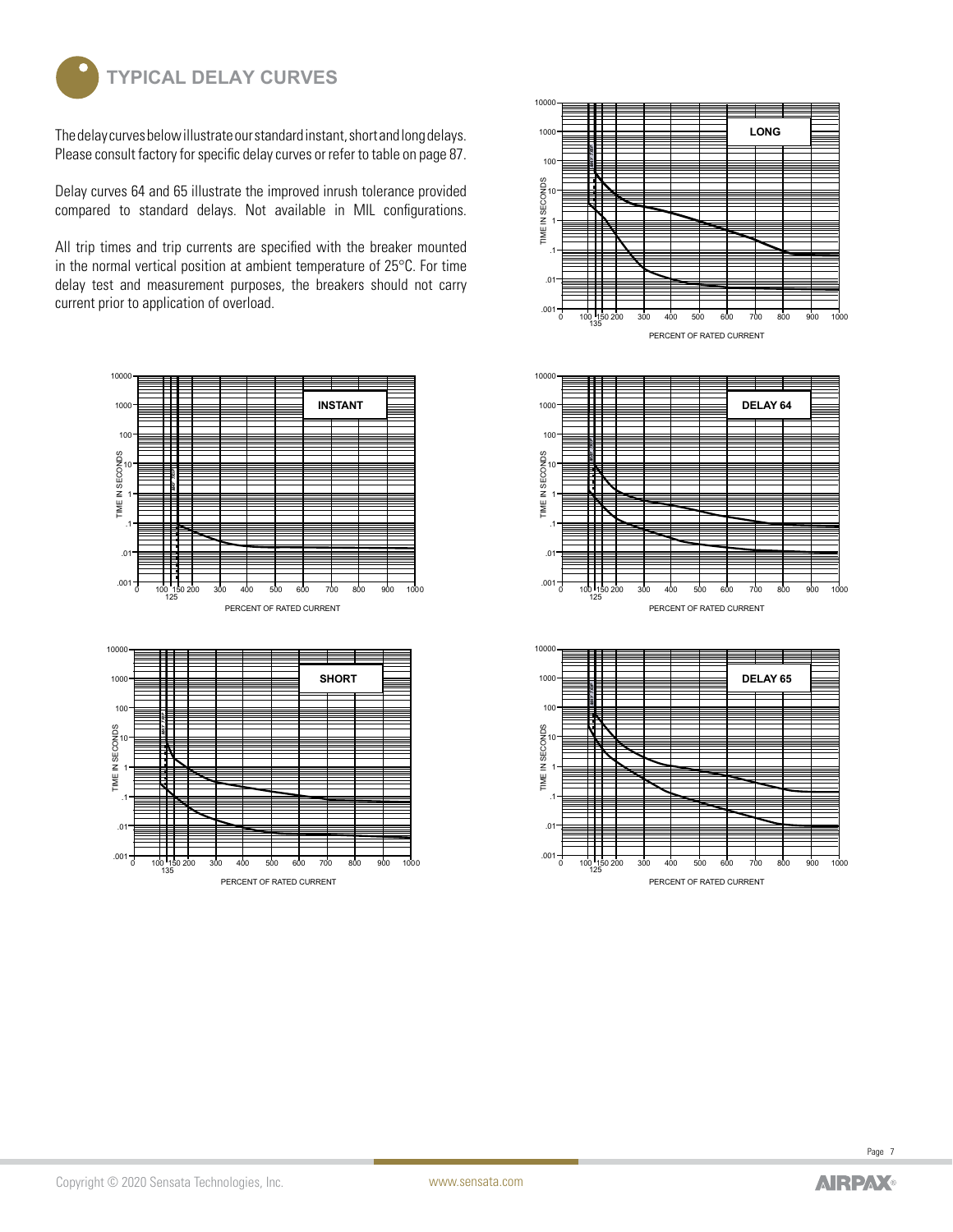# TYPICAL DELAY CURVES

The delay curves below illustrate our standard instant, short and long delays. Please consult factory for specific delay curves or refer to table on page 87.

Delay curves 64 and 65 illustrate the improved inrush tolerance provided compared to standard delays. Not available in MIL configurations.

All trip times and trip currents are specified with the breaker mounted in the normal vertical position at ambient temperature of 25°C. For time delay test and measurement purposes, the breakers should not carry current prior to application of overload.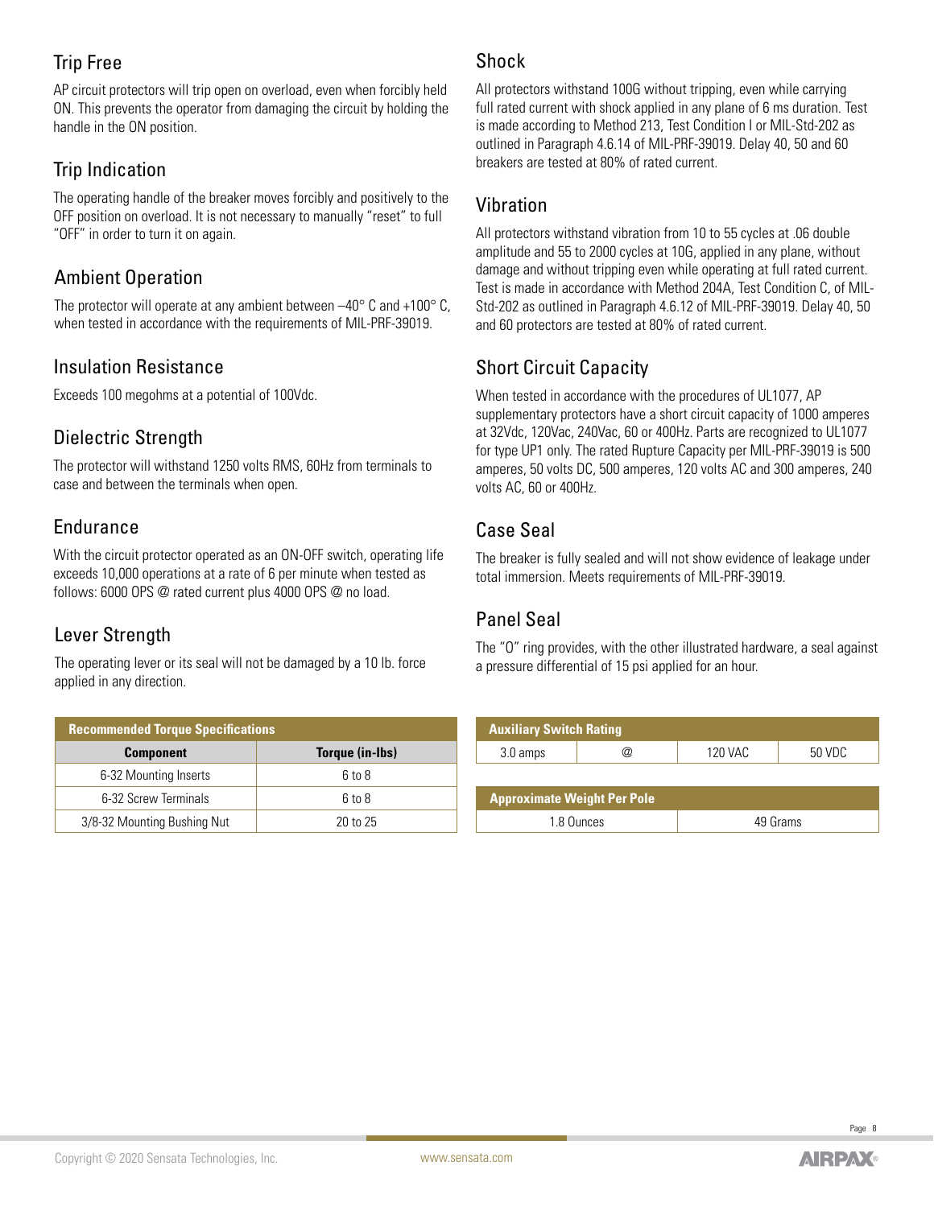## Trip Free

AP circuit protectors will trip open on overload, even when forcibly held ON. This prevents the operator from damaging the circuit by holding the handle in the ON position.

## Trip Indication

The operating handle of the breaker moves forcibly and positively to the OFF position on overload. It is not necessary to manually "reset" to full "OFF" in order to turn it on again.

## Ambient Operation

The protector will operate at any ambient between –40° C and +100° C, when tested in accordance with the requirements of MIL-PRF-39019.

## Insulation Resistance

Exceeds 100 megohms at a potential of 100Vdc.

## Dielectric Strength

The protector will withstand 1250 volts RMS, 60Hz from terminals to case and between the terminals when open.

## Endurance

With the circuit protector operated as an ON-OFF switch, operating life exceeds 10,000 operations at a rate of 6 per minute when tested as follows: 6000 OPS @ rated current plus 4000 OPS @ no load.

## Lever Strength

The operating lever or its seal will not be damaged by a 10 lb. force applied in any direction.

| Recommended Torque Specifications | |
|---|---|
| **Component** | **Torque (in-lbs)** |
| 6-32 Mounting Inserts | 6 to 8 |
| 6-32 Screw Terminals | 6 to 8 |
| 3/8-32 Mounting Bushing Nut | 20 to 25 |

## Shock

All protectors withstand 100G without tripping, even while carrying full rated current with shock applied in any plane of 6 ms duration. Test is made according to Method 213, Test Condition I or MIL-Std-202 as outlined in Paragraph 4.6.14 of MIL-PRF-39019. Delay 40, 50 and 60 breakers are tested at 80% of rated current.

## Vibration

All protectors withstand vibration from 10 to 55 cycles at .06 double amplitude and 55 to 2000 cycles at 10G, applied in any plane, without damage and without tripping even while operating at full rated current. Test is made in accordance with Method 204A, Test Condition C, of MIL-Std-202 as outlined in Paragraph 4.6.12 of MIL-PRF-39019. Delay 40, 50 and 60 protectors are tested at 80% of rated current.

## Short Circuit Capacity

When tested in accordance with the procedures of UL1077, AP supplementary protectors have a short circuit capacity of 1000 amperes at 32Vdc, 120Vac, 240Vac, 60 or 400Hz. Parts are recognized to UL1077 for type UP1 only. The rated Rupture Capacity per MIL-PRF-39019 is 500 amperes, 50 volts DC, 500 amperes, 120 volts AC and 300 amperes, 240 volts AC, 60 or 400Hz.

## Case Seal

The breaker is fully sealed and will not show evidence of leakage under total immersion. Meets requirements of MIL-PRF-39019.

## Panel Seal

The "O" ring provides, with the other illustrated hardware, a seal against a pressure differential of 15 psi applied for an hour.

| Auxiliary Switch Rating | | | |
|---|---|---|---|
| 3.0 amps | @ | 120 VAC | 50 VDC |

| Approximate Weight Per Pole | |
|---|---|
| 1.8 Ounces | 49 Grams |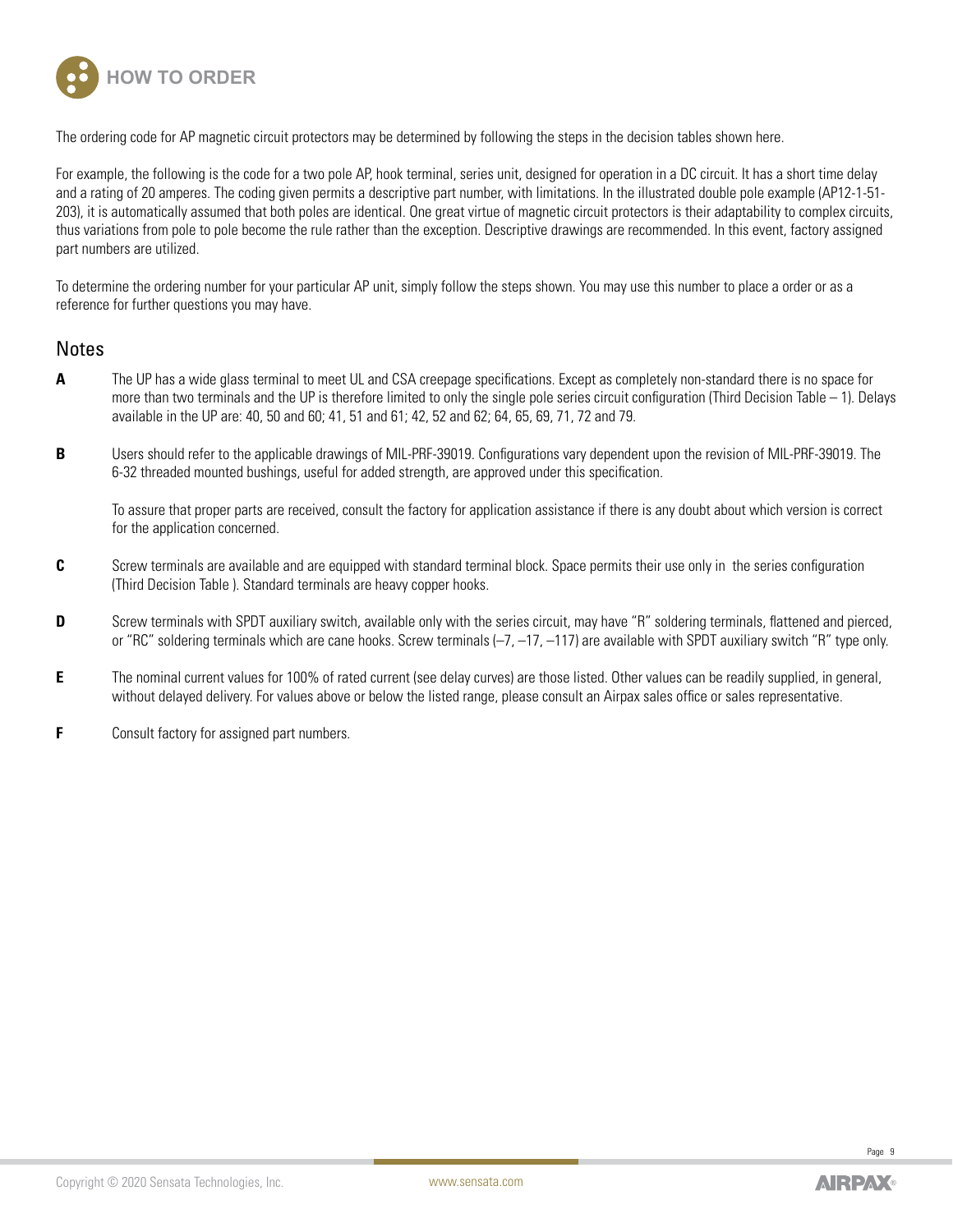# HOW TO ORDER

The ordering code for AP magnetic circuit protectors may be determined by following the steps in the decision tables shown here.

For example, the following is the code for a two pole AP, hook terminal, series unit, designed for operation in a DC circuit. It has a short time delay and a rating of 20 amperes. The coding given permits a descriptive part number, with limitations. In the illustrated double pole example (AP12-1-51-203), it is automatically assumed that both poles are identical. One great virtue of magnetic circuit protectors is their adaptability to complex circuits, thus variations from pole to pole become the rule rather than the exception. Descriptive drawings are recommended. In this event, factory assigned part numbers are utilized.

To determine the ordering number for your particular AP unit, simply follow the steps shown. You may use this number to place a order or as a reference for further questions you may have.

## Notes

**A** The UP has a wide glass terminal to meet UL and CSA creepage specifications. Except as completely non-standard there is no space for more than two terminals and the UP is therefore limited to only the single pole series circuit configuration (Third Decision Table – 1). Delays available in the UP are: 40, 50 and 60; 41, 51 and 61; 42, 52 and 62; 64, 65, 69, 71, 72 and 79.

**B** Users should refer to the applicable drawings of MIL-PRF-39019. Configurations vary dependent upon the revision of MIL-PRF-39019. The 6-32 threaded mounted bushings, useful for added strength, are approved under this specification.

To assure that proper parts are received, consult the factory for application assistance if there is any doubt about which version is correct for the application concerned.

**C** Screw terminals are available and are equipped with standard terminal block. Space permits their use only in the series configuration (Third Decision Table ). Standard terminals are heavy copper hooks.

**D** Screw terminals with SPDT auxiliary switch, available only with the series circuit, may have "R" soldering terminals, flattened and pierced, or "RC" soldering terminals which are cane hooks. Screw terminals (–7, –17, –117) are available with SPDT auxiliary switch "R" type only.

**E** The nominal current values for 100% of rated current (see delay curves) are those listed. Other values can be readily supplied, in general, without delayed delivery. For values above or below the listed range, please consult an Airpax sales office or sales representative.

**F** Consult factory for assigned part numbers.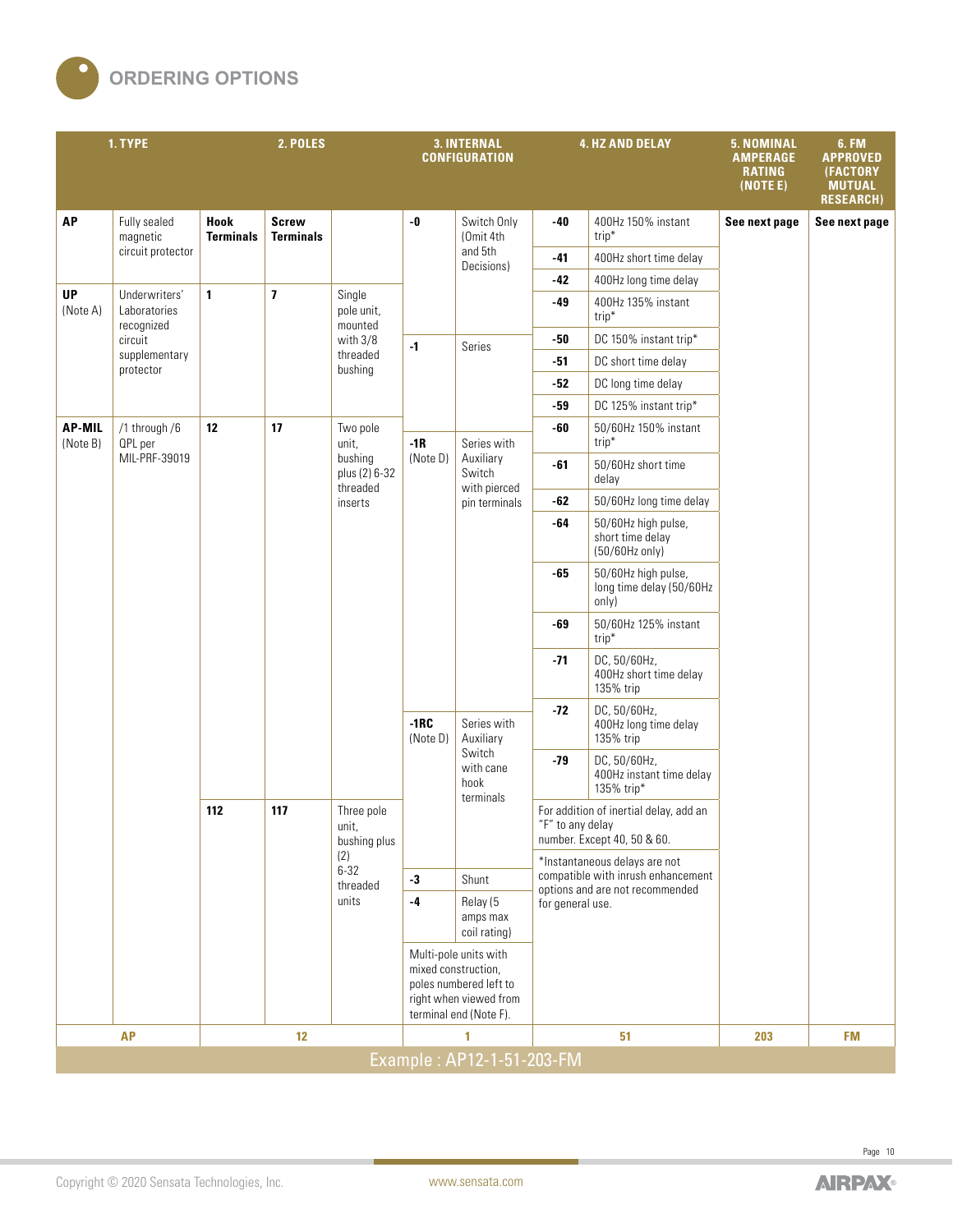# ORDERING OPTIONS

| 1. TYPE | | 2. POLES | | | 3. INTERNAL CONFIGURATION | | 4. HZ AND DELAY | | 5. NOMINAL AMPERAGE RATING (NOTE E) | 6. FM APPROVED (FACTORY MUTUAL RESEARCH) |
|---|---|---|---|---|---|---|---|---|---|---|
| **AP** | Fully sealed magnetic circuit protector | **Hook Terminals** | **Screw Terminals** | | **-0** | Switch Only (Omit 4th and 5th Decisions) | **-40** | 400Hz 150% instant trip* | **See next page** | **See next page** |
| | | | | | | | **-41** | 400Hz short time delay | | |
| | | | | | | | **-42** | 400Hz long time delay | | |
| **UP** (Note A) | Underwriters' Laboratories recognized circuit supplementary protector | **1** | **7** | Single pole unit, mounted with 3/8 threaded bushing | | | **-49** | 400Hz 135% instant trip* | | |
| | | | | | **-1** | Series | **-50** | DC 150% instant trip* | | |
| | | | | | | | **-51** | DC short time delay | | |
| | | | | | | | **-52** | DC long time delay | | |
| | | | | | | | **-59** | DC 125% instant trip* | | |
| **AP-MIL** (Note B) | /1 through /6 QPL per MIL-PRF-39019 | **12** | **17** | Two pole unit, bushing plus (2) 6-32 threaded inserts | | | **-60** | 50/60Hz 150% instant trip* | | |
| | | | | | **-1R** (Note D) | Series with Auxiliary Switch with pierced pin terminals | **-61** | 50/60Hz short time delay | | |
| | | | | | | | **-62** | 50/60Hz long time delay | | |
| | | | | | | | **-64** | 50/60Hz high pulse, short time delay (50/60Hz only) | | |
| | | | | | | | **-65** | 50/60Hz high pulse, long time delay (50/60Hz only) | | |
| | | | | | | | **-69** | 50/60Hz 125% instant trip* | | |
| | | | | | | | **-71** | DC, 50/60Hz, 400Hz short time delay 135% trip | | |
| | | | | | **-1RC** (Note D) | Series with Auxiliary Switch with cane hook terminals | **-72** | DC, 50/60Hz, 400Hz long time delay 135% trip | | |
| | | | | | | | **-79** | DC, 50/60Hz, 400Hz instant time delay 135% trip* | | |
| | | **112** | **117** | Three pole unit, bushing plus (2) 6-32 threaded units | | | For addition of inertial delay, add an "F" to any delay number. Except 40, 50 & 60. | | | |
| | | | | | **-3** | Shunt | *Instantaneous delays are not compatible with inrush enhancement options and are not recommended for general use. | | | |
| | | | | | **-4** | Relay (5 amps max coil rating) | | | | |
| | | | | | Multi-pole units with mixed construction, poles numbered left to right when viewed from terminal end (Note F). | | | | | |
| **AP** | | **12** | | | **1** | | **51** | | **203** | **FM** |

Example : AP12-1-51-203-FM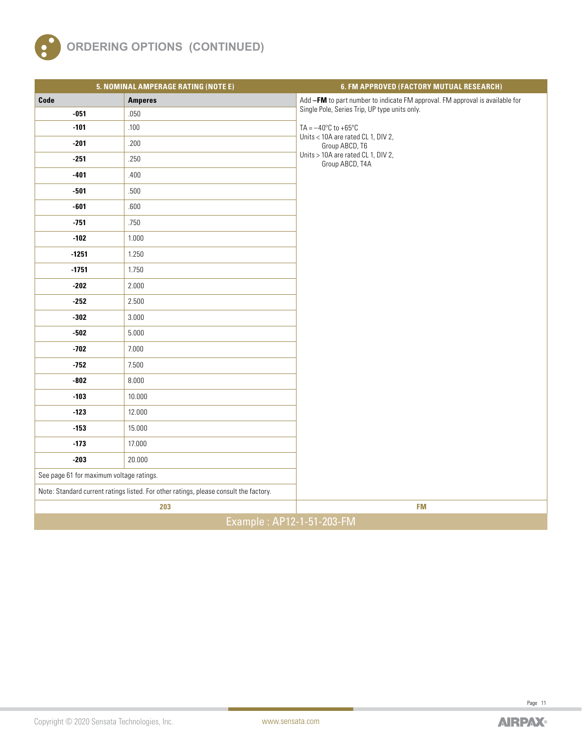## ORDERING OPTIONS (CONTINUED)

| 5. NOMINAL AMPERAGE RATING (NOTE E) | |
|---|---|
| **Code** | **Amperes** |
| **-051** | .050 |
| **-101** | .100 |
| **-201** | .200 |
| **-251** | .250 |
| **-401** | .400 |
| **-501** | .500 |
| **-601** | .600 |
| **-751** | .750 |
| **-102** | 1.000 |
| **-1251** | 1.250 |
| **-1751** | 1.750 |
| **-202** | 2.000 |
| **-252** | 2.500 |
| **-302** | 3.000 |
| **-502** | 5.000 |
| **-702** | 7.000 |
| **-752** | 7.500 |
| **-802** | 8.000 |
| **-103** | 10.000 |
| **-123** | 12.000 |
| **-153** | 15.000 |
| **-173** | 17.000 |
| **-203** | 20.000 |

See page 61 for maximum voltage ratings.

Note: Standard current ratings listed. For other ratings, please consult the factory.

**203**

### 6. FM APPROVED (FACTORY MUTUAL RESEARCH)

Add **–FM** to part number to indicate FM approval. FM approval is available for Single Pole, Series Trip, UP type units only.

TA = −40°C to +65°C
Units < 10A are rated CL 1, DIV 2, Group ABCD, T6
Units > 10A are rated CL 1, DIV 2, Group ABCD, T4A

**FM**

Example : AP12-1-51-203-FM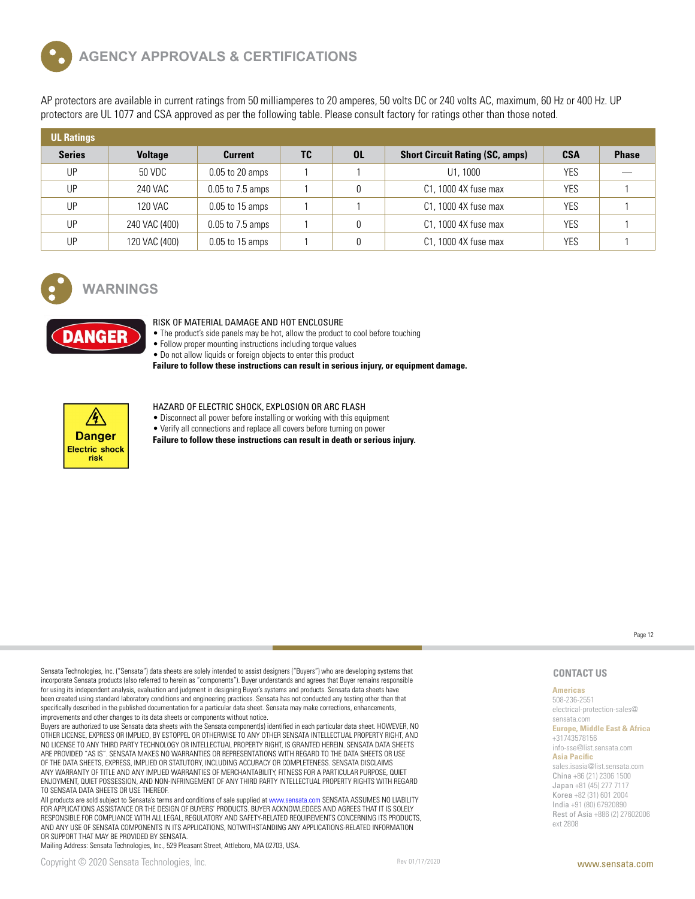## AGENCY APPROVALS & CERTIFICATIONS

AP protectors are available in current ratings from 50 milliamperes to 20 amperes, 50 volts DC or 240 volts AC, maximum, 60 Hz or 400 Hz. UP protectors are UL 1077 and CSA approved as per the following table. Please consult factory for ratings other than those noted.

**UL Ratings**

| Series | Voltage | Current | TC | OL | Short Circuit Rating (SC, amps) | CSA | Phase |
|---|---|---|---|---|---|---|---|
| UP | 50 VDC | 0.05 to 20 amps | 1 | 1 | U1, 1000 | YES | — |
| UP | 240 VAC | 0.05 to 7.5 amps | 1 | 0 | C1, 1000 4X fuse max | YES | 1 |
| UP | 120 VAC | 0.05 to 15 amps | 1 | 1 | C1, 1000 4X fuse max | YES | 1 |
| UP | 240 VAC (400) | 0.05 to 7.5 amps | 1 | 0 | C1, 1000 4X fuse max | YES | 1 |
| UP | 120 VAC (400) | 0.05 to 15 amps | 1 | 0 | C1, 1000 4X fuse max | YES | 1 |

## WARNINGS

DANGER

RISK OF MATERIAL DAMAGE AND HOT ENCLOSURE

- The product's side panels may be hot, allow the product to cool before touching
- Follow proper mounting instructions including torque values
- Do not allow liquids or foreign objects to enter this product

**Failure to follow these instructions can result in serious injury, or equipment damage.**

Danger Electric shock risk

HAZARD OF ELECTRIC SHOCK, EXPLOSION OR ARC FLASH

- Disconnect all power before installing or working with this equipment
- Verify all connections and replace all covers before turning on power

**Failure to follow these instructions can result in death or serious injury.**

Sensata Technologies, Inc. ("Sensata") data sheets are solely intended to assist designers ("Buyers") who are developing systems that incorporate Sensata products (also referred to herein as "components"). Buyer understands and agrees that Buyer remains responsible for using its independent analysis, evaluation and judgment in designing Buyer's systems and products. Sensata data sheets have been created using standard laboratory conditions and engineering practices. Sensata has not conducted any testing other than that specifically described in the published documentation for a particular data sheet. Sensata may make corrections, enhancements, improvements and other changes to its data sheets or components without notice.

Buyers are authorized to use Sensata data sheets with the Sensata component(s) identified in each particular data sheet. HOWEVER, NO OTHER LICENSE, EXPRESS OR IMPLIED, BY ESTOPPEL OR OTHERWISE TO ANY OTHER SENSATA INTELLECTUAL PROPERTY RIGHT, AND NO LICENSE TO ANY THIRD PARTY TECHNOLOGY OR INTELLECTUAL PROPERTY RIGHT, IS GRANTED HEREIN. SENSATA DATA SHEETS ARE PROVIDED "AS IS". SENSATA MAKES NO WARRANTIES OR REPRESENTATIONS WITH REGARD TO THE DATA SHEETS OR USE OF THE DATA SHEETS, EXPRESS, IMPLIED OR STATUTORY, INCLUDING ACCURACY OR COMPLETENESS. SENSATA DISCLAIMS ANY WARRANTY OF TITLE AND ANY IMPLIED WARRANTIES OF MERCHANTABILITY, FITNESS FOR A PARTICULAR PURPOSE, QUIET ENJOYMENT, QUIET POSSESSION, AND NON-INFRINGEMENT OF ANY THIRD PARTY INTELLECTUAL PROPERTY RIGHTS WITH REGARD TO SENSATA DATA SHEETS OR USE THEREOF.

All products are sold subject to Sensata's terms and conditions of sale supplied at www.sensata.com SENSATA ASSUMES NO LIABILITY FOR APPLICATIONS ASSISTANCE OR THE DESIGN OF BUYERS' PRODUCTS. BUYER ACKNOWLEDGES AND AGREES THAT IT IS SOLELY RESPONSIBLE FOR COMPLIANCE WITH ALL LEGAL, REGULATORY AND SAFETY-RELATED REQUIREMENTS CONCERNING ITS PRODUCTS, AND ANY USE OF SENSATA COMPONENTS IN ITS APPLICATIONS, NOTWITHSTANDING ANY APPLICATIONS-RELATED INFORMATION OR SUPPORT THAT MAY BE PROVIDED BY SENSATA.

Mailing Address: Sensata Technologies, Inc., 529 Pleasant Street, Attleboro, MA 02703, USA.

### CONTACT US

**Americas**
508-236-2551
electrical-protection-sales@sensata.com

**Europe, Middle East & Africa**
+31743578156
info-sse@list.sensata.com

**Asia Pacific**
sales.isasia@list.sensata.com
China +86 (21) 2306 1500
Japan +81 (45) 277 7117
Korea +82 (31) 601 2004
India +91 (80) 67920890
Rest of Asia +886 (2) 27602006 ext 2808

Copyright © 2020 Sensata Technologies, Inc.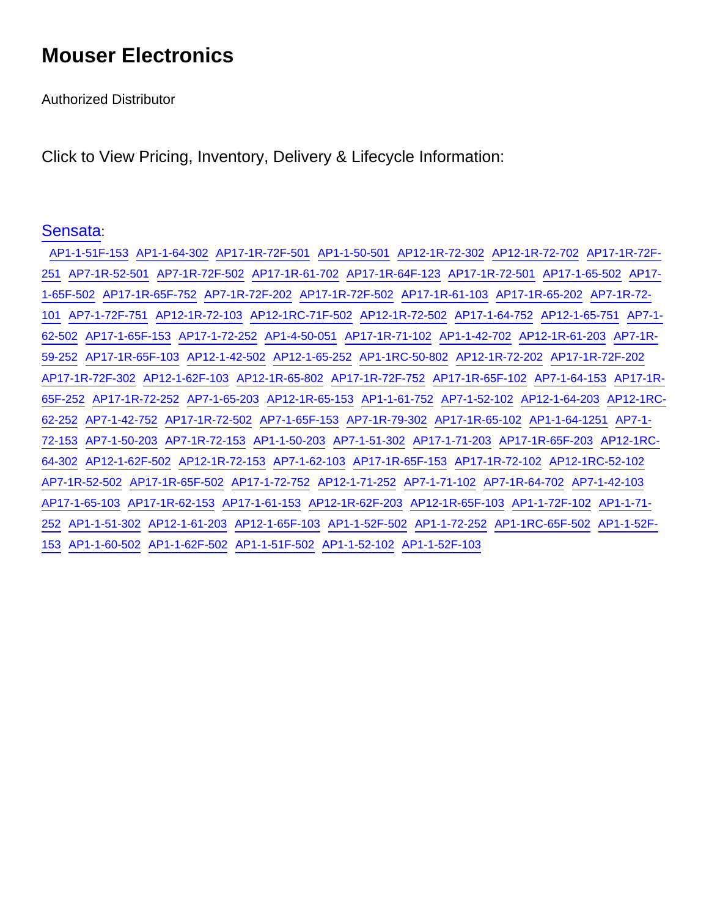# Mouser Electronics

Authorized Distributor

Click to View Pricing, Inventory, Delivery & Lifecycle Information:

Sensata:

AP1-1-51F-153 AP1-1-64-302 AP17-1R-72F-501 AP1-1-50-501 AP12-1R-72-302 AP12-1R-72-702 AP17-1R-72F-251 AP7-1R-52-501 AP7-1R-72F-502 AP17-1R-61-702 AP17-1R-64F-123 AP17-1R-72-501 AP17-1-65-502 AP17-1-65F-502 AP17-1R-65F-752 AP7-1R-72F-202 AP17-1R-72F-502 AP17-1R-61-103 AP17-1R-65-202 AP7-1R-72-101 AP7-1-72F-751 AP12-1R-72-103 AP12-1RC-71F-502 AP12-1R-72-502 AP17-1-64-752 AP12-1-65-751 AP7-1-62-502 AP17-1-65F-153 AP17-1-72-252 AP1-4-50-051 AP17-1R-71-102 AP1-1-42-702 AP12-1R-61-203 AP7-1R-59-252 AP17-1R-65F-103 AP12-1-42-502 AP12-1-65-252 AP1-1RC-50-802 AP12-1R-72-202 AP17-1R-72F-202 AP17-1R-72F-302 AP12-1-62F-103 AP12-1R-65-802 AP17-1R-72F-752 AP17-1R-65F-102 AP7-1-64-153 AP17-1R-65F-252 AP17-1R-72-252 AP7-1-65-203 AP12-1R-65-153 AP1-1-61-752 AP7-1-52-102 AP12-1-64-203 AP12-1RC-62-252 AP7-1-42-752 AP17-1R-72-502 AP7-1-65F-153 AP7-1R-79-302 AP17-1R-65-102 AP1-1-64-1251 AP7-1-72-153 AP7-1-50-203 AP7-1R-72-153 AP1-1-50-203 AP7-1-51-302 AP17-1-71-203 AP17-1R-65F-203 AP12-1RC-64-302 AP12-1-62F-502 AP12-1R-72-153 AP7-1-62-103 AP17-1R-65F-153 AP17-1R-72-102 AP12-1RC-52-102 AP7-1R-52-502 AP17-1R-65F-502 AP17-1-72-752 AP12-1-71-252 AP7-1-71-102 AP7-1R-64-702 AP7-1-42-103 AP17-1-65-103 AP17-1R-62-153 AP17-1-61-153 AP12-1R-62F-203 AP12-1R-65F-103 AP1-1-72F-102 AP1-1-71-252 AP1-1-51-302 AP12-1-61-203 AP12-1-65F-103 AP1-1-52F-502 AP1-1-72-252 AP1-1RC-65F-502 AP1-1-52F-153 AP1-1-60-502 AP1-1-62F-502 AP1-1-51F-502 AP1-1-52-102 AP1-1-52F-103